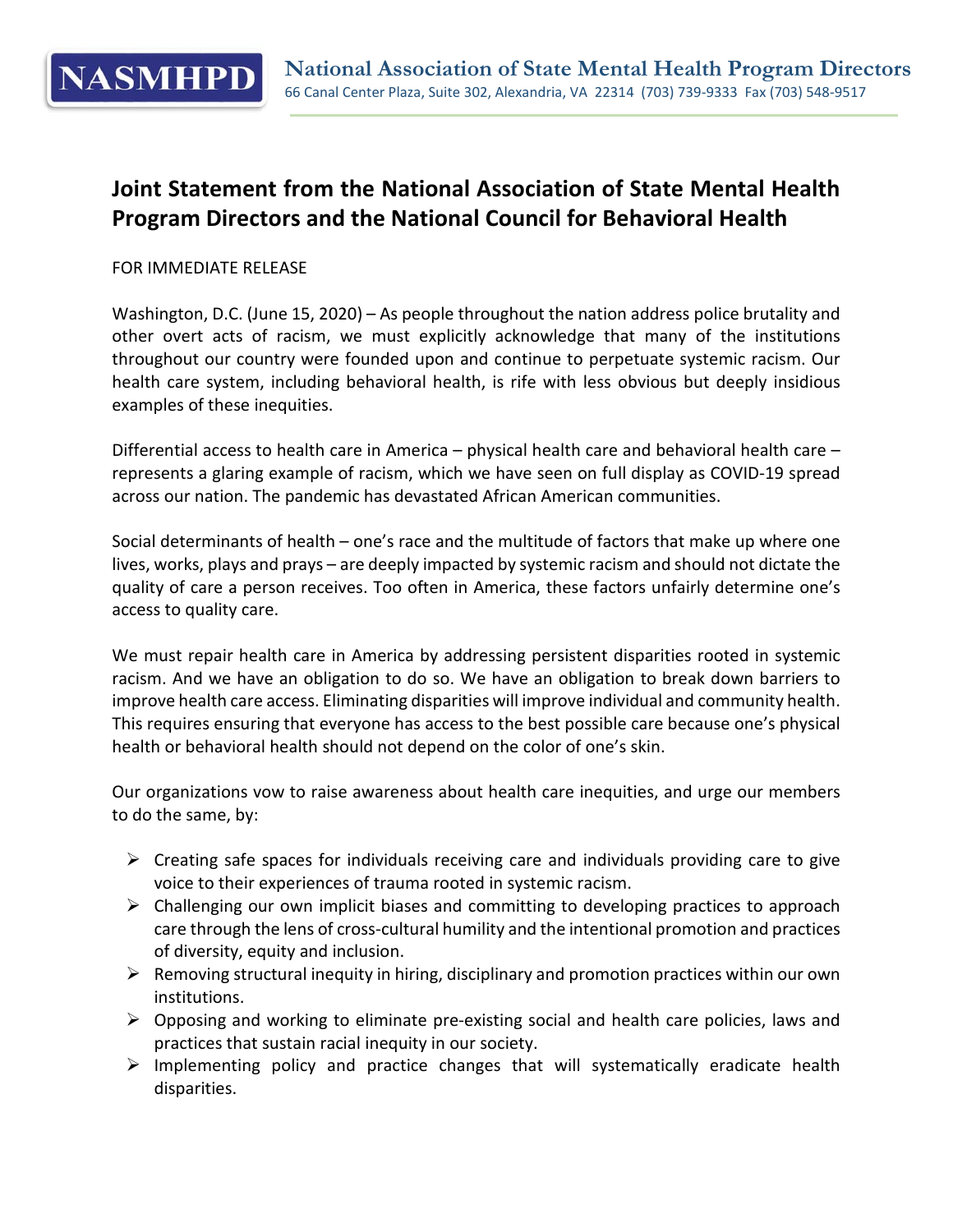NASMHPD

**National Association of State Mental Health Program Directors**
66 Canal Center Plaza, Suite 302, Alexandria, VA 22314 (703) 739-9333 Fax (703) 548-9517

# Joint Statement from the National Association of State Mental Health Program Directors and the National Council for Behavioral Health

FOR IMMEDIATE RELEASE

Washington, D.C. (June 15, 2020) – As people throughout the nation address police brutality and other overt acts of racism, we must explicitly acknowledge that many of the institutions throughout our country were founded upon and continue to perpetuate systemic racism. Our health care system, including behavioral health, is rife with less obvious but deeply insidious examples of these inequities.

Differential access to health care in America – physical health care and behavioral health care – represents a glaring example of racism, which we have seen on full display as COVID-19 spread across our nation. The pandemic has devastated African American communities.

Social determinants of health – one's race and the multitude of factors that make up where one lives, works, plays and prays – are deeply impacted by systemic racism and should not dictate the quality of care a person receives. Too often in America, these factors unfairly determine one's access to quality care.

We must repair health care in America by addressing persistent disparities rooted in systemic racism. And we have an obligation to do so. We have an obligation to break down barriers to improve health care access. Eliminating disparities will improve individual and community health. This requires ensuring that everyone has access to the best possible care because one's physical health or behavioral health should not depend on the color of one's skin.

Our organizations vow to raise awareness about health care inequities, and urge our members to do the same, by:

- Creating safe spaces for individuals receiving care and individuals providing care to give voice to their experiences of trauma rooted in systemic racism.
- Challenging our own implicit biases and committing to developing practices to approach care through the lens of cross-cultural humility and the intentional promotion and practices of diversity, equity and inclusion.
- Removing structural inequity in hiring, disciplinary and promotion practices within our own institutions.
- Opposing and working to eliminate pre-existing social and health care policies, laws and practices that sustain racial inequity in our society.
- Implementing policy and practice changes that will systematically eradicate health disparities.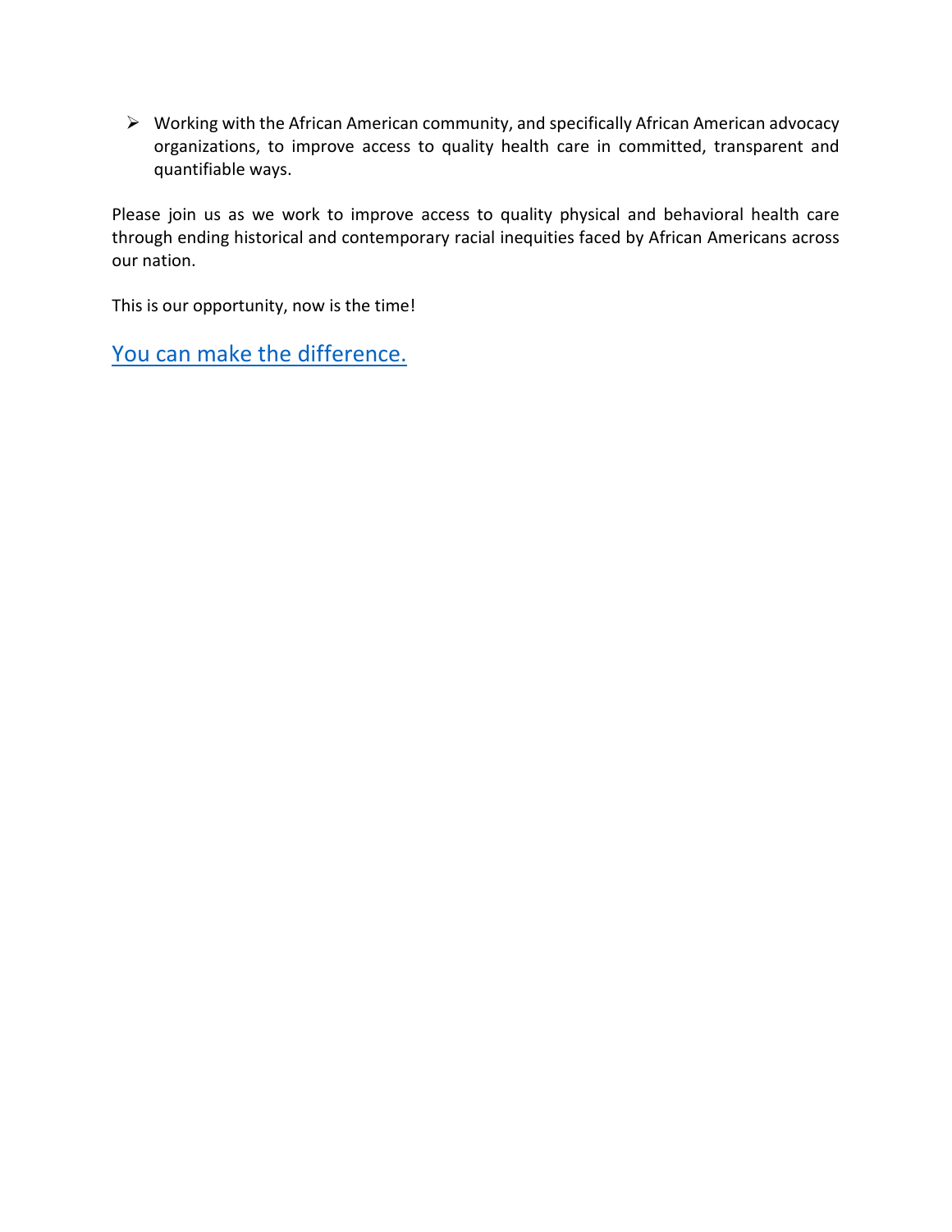- Working with the African American community, and specifically African American advocacy organizations, to improve access to quality health care in committed, transparent and quantifiable ways.

Please join us as we work to improve access to quality physical and behavioral health care through ending historical and contemporary racial inequities faced by African Americans across our nation.

This is our opportunity, now is the time!

You can make the difference.